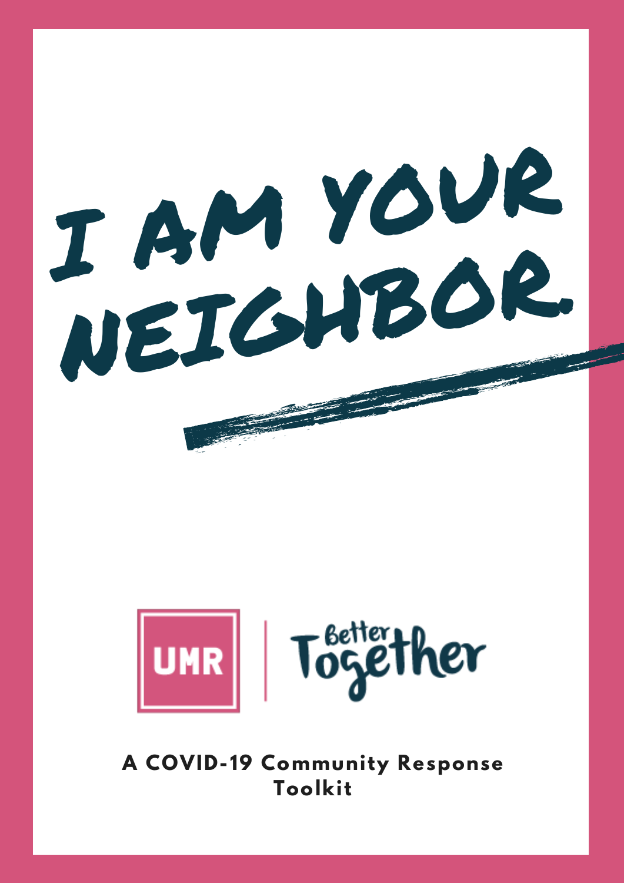# I AM YOUR NEIGHBOR.

UMR | Better Together

**A COVID-19 Community Response Toolkit**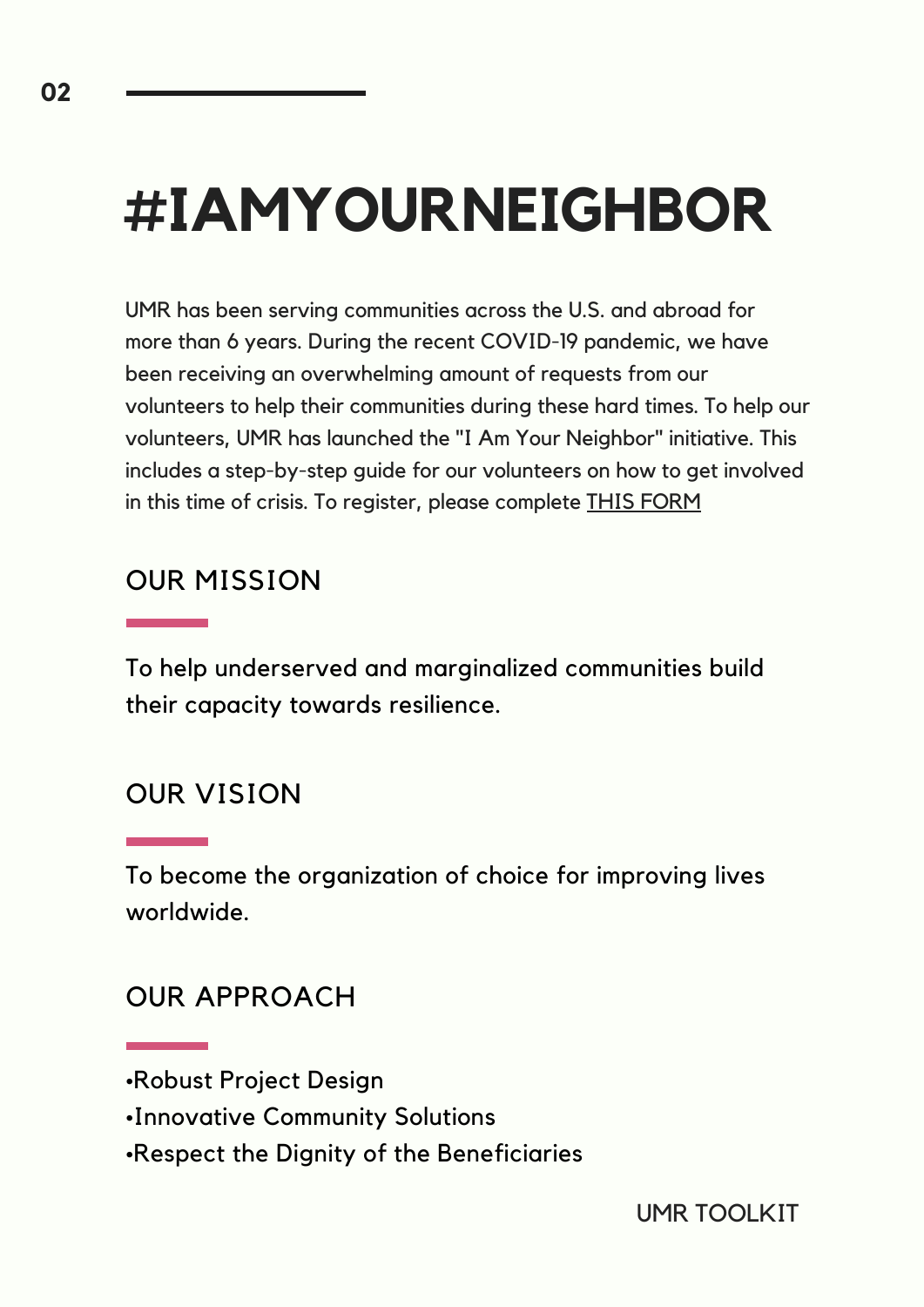# #IAMYOURNEIGHBOR

UMR has been serving communities across the U.S. and abroad for more than 6 years. During the recent COVID-19 pandemic, we have been receiving an overwhelming amount of requests from our volunteers to help their communities during these hard times. To help our volunteers, UMR has launched the "I Am Your Neighbor" initiative. This includes a step-by-step guide for our volunteers on how to get involved in this time of crisis. To register, please complete THIS FORM

## OUR MISSION

To help underserved and marginalized communities build their capacity towards resilience.

## OUR VISION

To become the organization of choice for improving lives worldwide.

## OUR APPROACH

- Robust Project Design
- Innovative Community Solutions
- Respect the Dignity of the Beneficiaries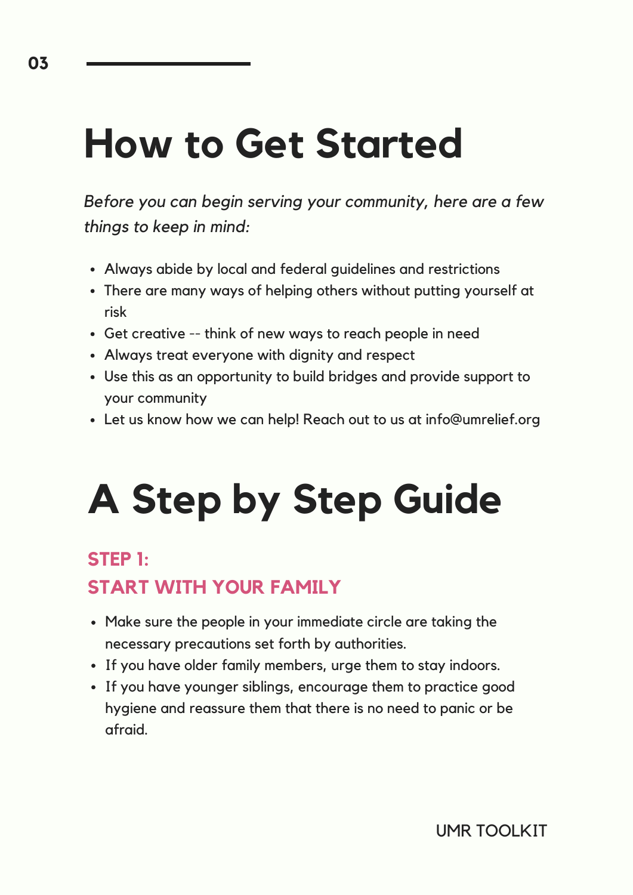# How to Get Started

*Before you can begin serving your community, here are a few things to keep in mind:*

- Always abide by local and federal guidelines and restrictions
- There are many ways of helping others without putting yourself at risk
- Get creative -- think of new ways to reach people in need
- Always treat everyone with dignity and respect
- Use this as an opportunity to build bridges and provide support to your community
- Let us know how we can help! Reach out to us at info@umrelief.org

# A Step by Step Guide

### STEP 1:
### START WITH YOUR FAMILY

- Make sure the people in your immediate circle are taking the necessary precautions set forth by authorities.
- If you have older family members, urge them to stay indoors.
- If you have younger siblings, encourage them to practice good hygiene and reassure them that there is no need to panic or be afraid.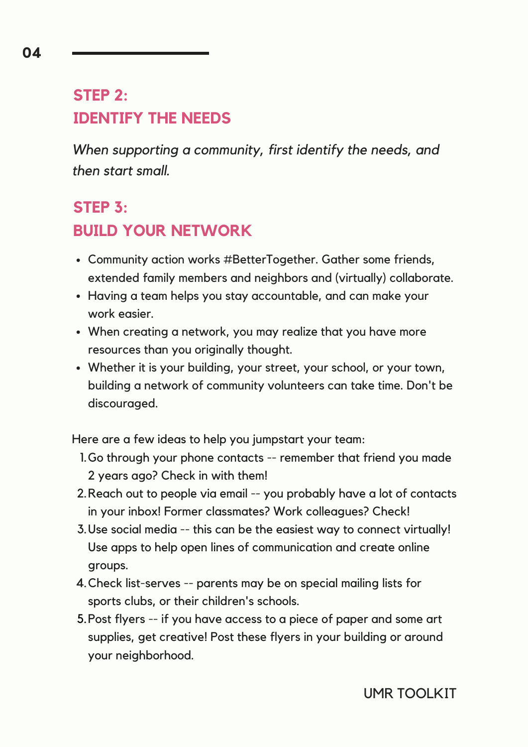## STEP 2: IDENTIFY THE NEEDS

*When supporting a community, first identify the needs, and then start small.*

## STEP 3: BUILD YOUR NETWORK

- Community action works #BetterTogether. Gather some friends, extended family members and neighbors and (virtually) collaborate.
- Having a team helps you stay accountable, and can make your work easier.
- When creating a network, you may realize that you have more resources than you originally thought.
- Whether it is your building, your street, your school, or your town, building a network of community volunteers can take time. Don't be discouraged.

Here are a few ideas to help you jumpstart your team:

1. Go through your phone contacts -- remember that friend you made 2 years ago? Check in with them!
2. Reach out to people via email -- you probably have a lot of contacts in your inbox! Former classmates? Work colleagues? Check!
3. Use social media -- this can be the easiest way to connect virtually! Use apps to help open lines of communication and create online groups.
4. Check list-serves -- parents may be on special mailing lists for sports clubs, or their children's schools.
5. Post flyers -- if you have access to a piece of paper and some art supplies, get creative! Post these flyers in your building or around your neighborhood.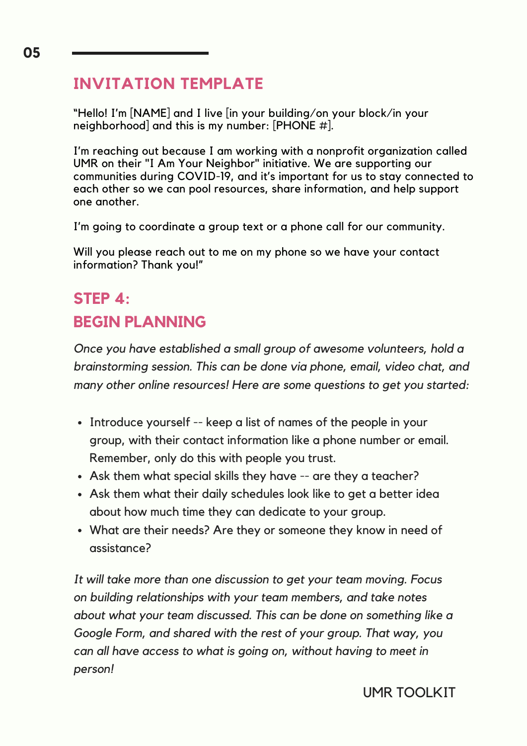## INVITATION TEMPLATE

"Hello! I'm [NAME] and I live [in your building/on your block/in your neighborhood] and this is my number: [PHONE #].

I'm reaching out because I am working with a nonprofit organization called UMR on their "I Am Your Neighbor" initiative. We are supporting our communities during COVID-19, and it's important for us to stay connected to each other so we can pool resources, share information, and help support one another.

I'm going to coordinate a group text or a phone call for our community.

Will you please reach out to me on my phone so we have your contact information? Thank you!"

## STEP 4: BEGIN PLANNING

*Once you have established a small group of awesome volunteers, hold a brainstorming session. This can be done via phone, email, video chat, and many other online resources! Here are some questions to get you started:*

- Introduce yourself -- keep a list of names of the people in your group, with their contact information like a phone number or email. Remember, only do this with people you trust.
- Ask them what special skills they have -- are they a teacher?
- Ask them what their daily schedules look like to get a better idea about how much time they can dedicate to your group.
- What are their needs? Are they or someone they know in need of assistance?

*It will take more than one discussion to get your team moving. Focus on building relationships with your team members, and take notes about what your team discussed. This can be done on something like a Google Form, and shared with the rest of your group. That way, you can all have access to what is going on, without having to meet in person!*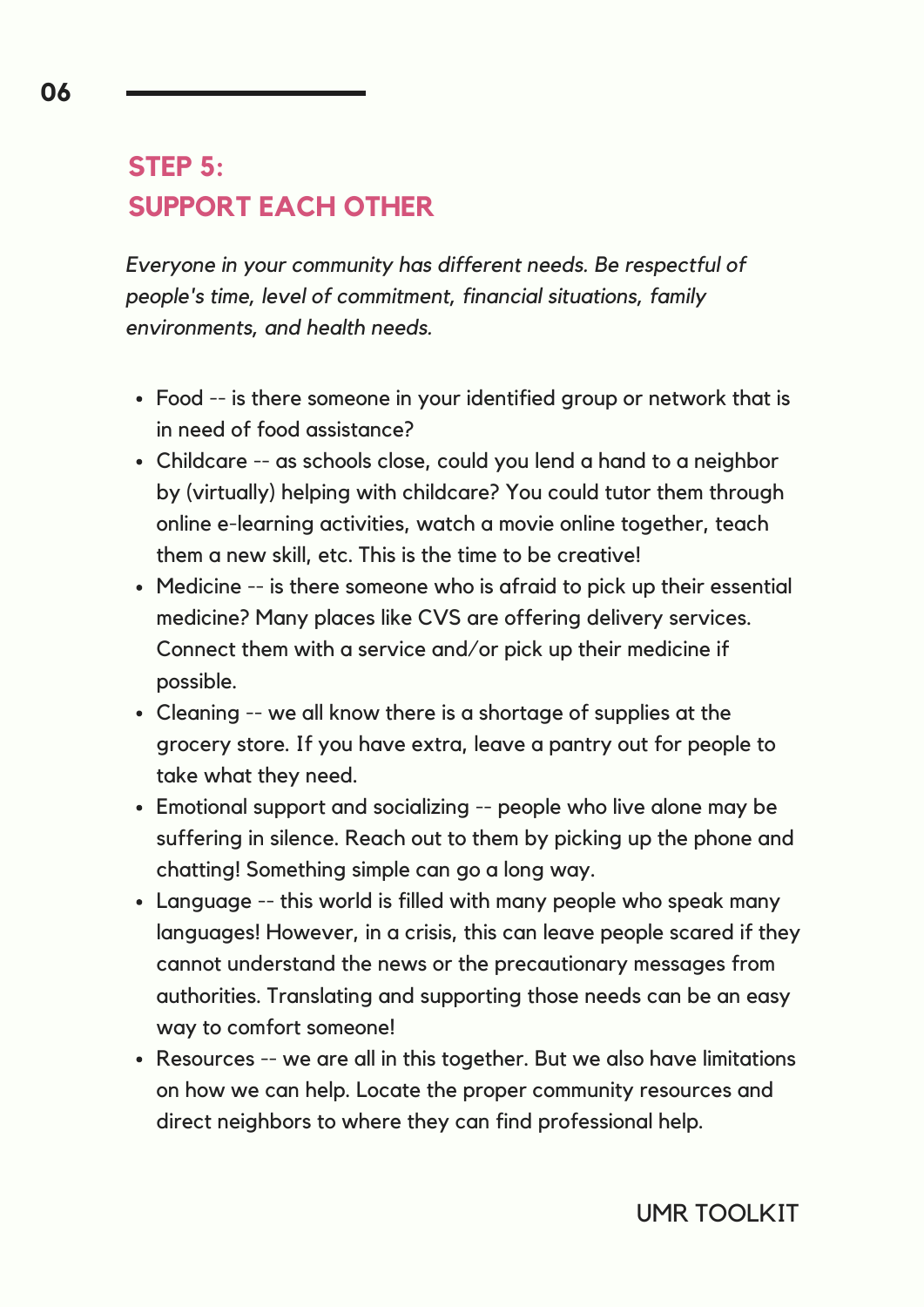## STEP 5: SUPPORT EACH OTHER

*Everyone in your community has different needs. Be respectful of people's time, level of commitment, financial situations, family environments, and health needs.*

- Food -- is there someone in your identified group or network that is in need of food assistance?
- Childcare -- as schools close, could you lend a hand to a neighbor by (virtually) helping with childcare? You could tutor them through online e-learning activities, watch a movie online together, teach them a new skill, etc. This is the time to be creative!
- Medicine -- is there someone who is afraid to pick up their essential medicine? Many places like CVS are offering delivery services. Connect them with a service and/or pick up their medicine if possible.
- Cleaning -- we all know there is a shortage of supplies at the grocery store. If you have extra, leave a pantry out for people to take what they need.
- Emotional support and socializing -- people who live alone may be suffering in silence. Reach out to them by picking up the phone and chatting! Something simple can go a long way.
- Language -- this world is filled with many people who speak many languages! However, in a crisis, this can leave people scared if they cannot understand the news or the precautionary messages from authorities. Translating and supporting those needs can be an easy way to comfort someone!
- Resources -- we are all in this together. But we also have limitations on how we can help. Locate the proper community resources and direct neighbors to where they can find professional help.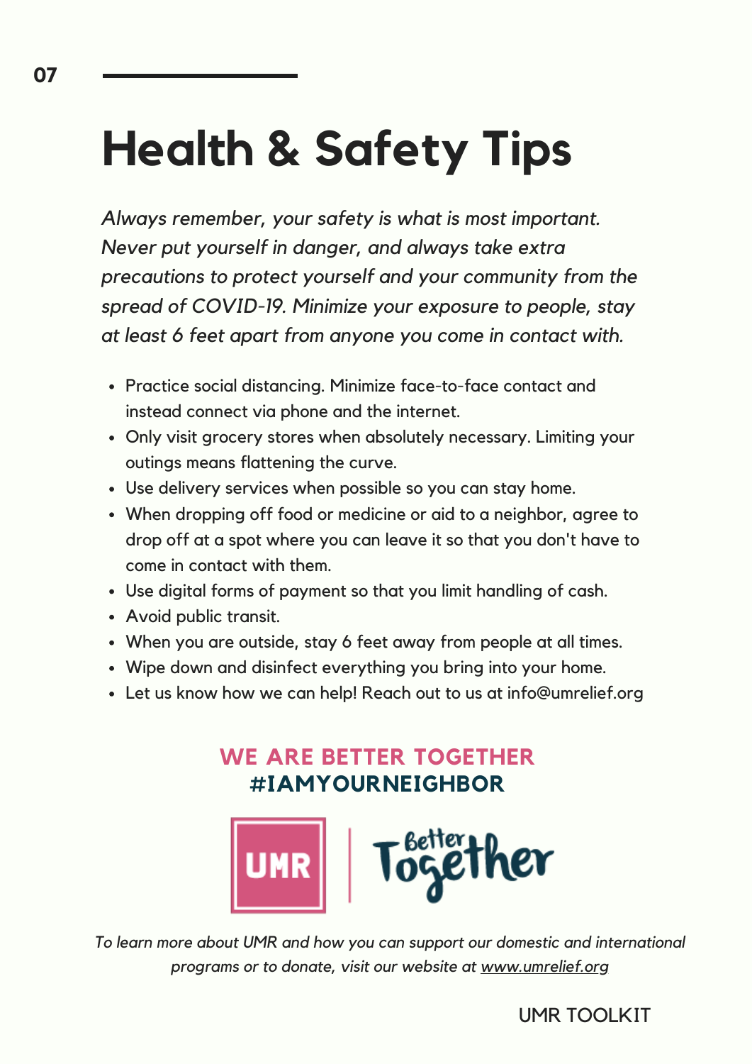# Health & Safety Tips

*Always remember, your safety is what is most important. Never put yourself in danger, and always take extra precautions to protect yourself and your community from the spread of COVID-19. Minimize your exposure to people, stay at least 6 feet apart from anyone you come in contact with.*

- Practice social distancing. Minimize face-to-face contact and instead connect via phone and the internet.
- Only visit grocery stores when absolutely necessary. Limiting your outings means flattening the curve.
- Use delivery services when possible so you can stay home.
- When dropping off food or medicine or aid to a neighbor, agree to drop off at a spot where you can leave it so that you don't have to come in contact with them.
- Use digital forms of payment so that you limit handling of cash.
- Avoid public transit.
- When you are outside, stay 6 feet away from people at all times.
- Wipe down and disinfect everything you bring into your home.
- Let us know how we can help! Reach out to us at info@umrelief.org

**WE ARE BETTER TOGETHER**
**#IAMYOURNEIGHBOR**

UMR | Better Together

*To learn more about UMR and how you can support our domestic and international programs or to donate, visit our website at www.umrelief.org*